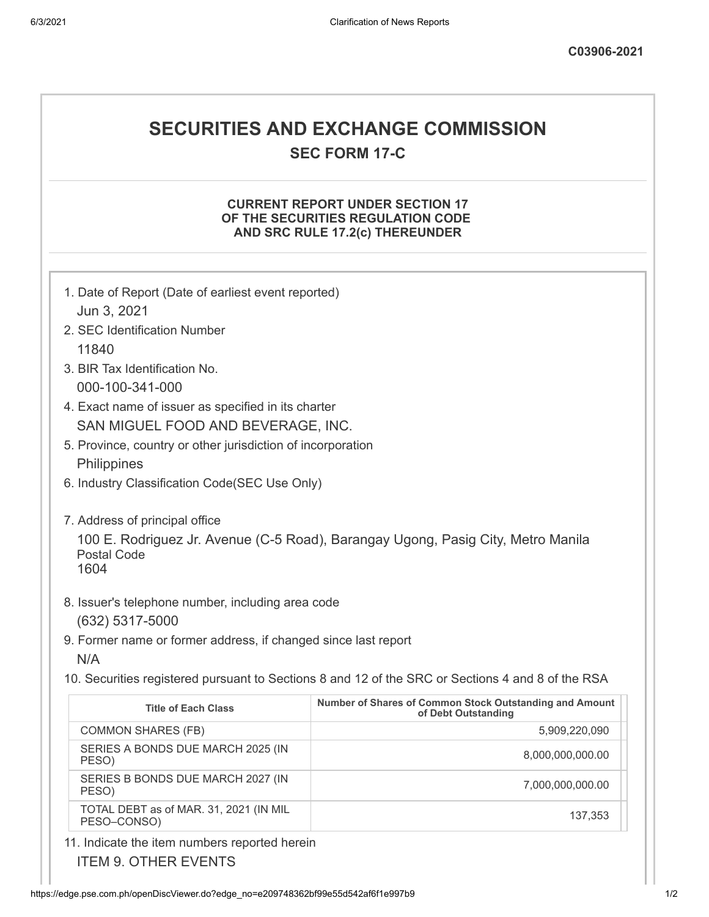C03906-2021

# SECURITIES AND EXCHANGE COMMISSION

## SEC FORM 17-C

### CURRENT REPORT UNDER SECTION 17 OF THE SECURITIES REGULATION CODE AND SRC RULE 17.2(c) THEREUNDER

1. Date of Report (Date of earliest event reported)
   Jun 3, 2021
2. SEC Identification Number
   11840
3. BIR Tax Identification No.
   000-100-341-000
4. Exact name of issuer as specified in its charter
   SAN MIGUEL FOOD AND BEVERAGE, INC.
5. Province, country or other jurisdiction of incorporation
   Philippines
6. Industry Classification Code(SEC Use Only)

7. Address of principal office
   100 E. Rodriguez Jr. Avenue (C-5 Road), Barangay Ugong, Pasig City, Metro Manila
   Postal Code
   1604
8. Issuer's telephone number, including area code
   (632) 5317-5000
9. Former name or former address, if changed since last report
   N/A
10. Securities registered pursuant to Sections 8 and 12 of the SRC or Sections 4 and 8 of the RSA

| Title of Each Class | Number of Shares of Common Stock Outstanding and Amount of Debt Outstanding |
|---|---|
| COMMON SHARES (FB) | 5,909,220,090 |
| SERIES A BONDS DUE MARCH 2025 (IN PESO) | 8,000,000,000.00 |
| SERIES B BONDS DUE MARCH 2027 (IN PESO) | 7,000,000,000.00 |
| TOTAL DEBT as of MAR. 31, 2021 (IN MIL PESO–CONSO) | 137,353 |

11. Indicate the item numbers reported herein
    ITEM 9. OTHER EVENTS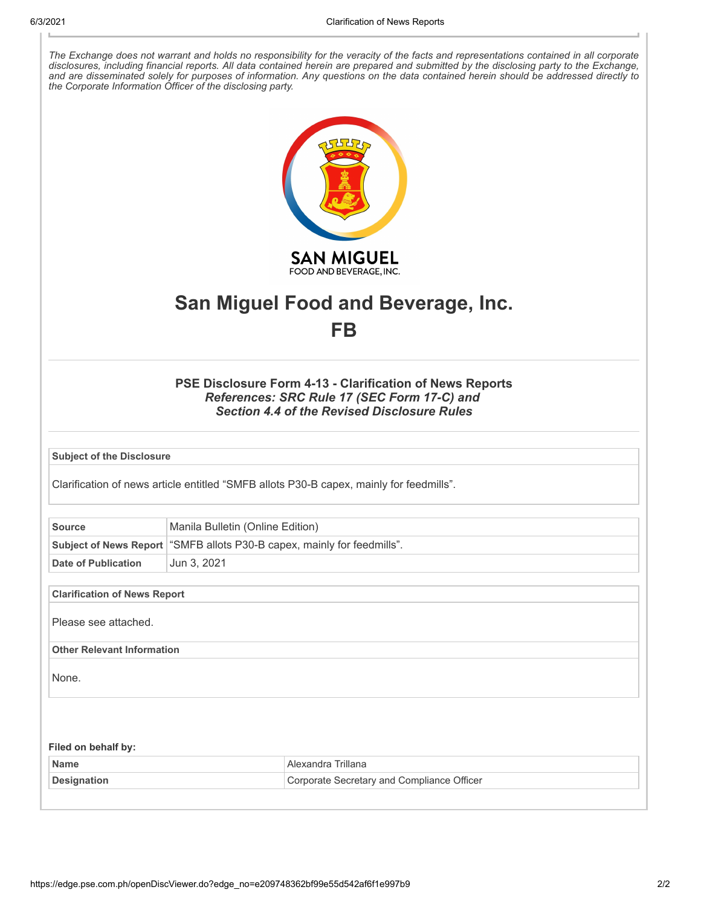*The Exchange does not warrant and holds no responsibility for the veracity of the facts and representations contained in all corporate disclosures, including financial reports. All data contained herein are prepared and submitted by the disclosing party to the Exchange, and are disseminated solely for purposes of information. Any questions on the data contained herein should be addressed directly to the Corporate Information Officer of the disclosing party.*

# San Miguel Food and Beverage, Inc.

# FB

### PSE Disclosure Form 4-13 - Clarification of News Reports

***References: SRC Rule 17 (SEC Form 17-C) and Section 4.4 of the Revised Disclosure Rules***

| **Subject of the Disclosure** |
|---|
| Clarification of news article entitled "SMFB allots P30-B capex, mainly for feedmills". |

| | |
|---|---|
| **Source** | Manila Bulletin (Online Edition) |
| **Subject of News Report** | "SMFB allots P30-B capex, mainly for feedmills". |
| **Date of Publication** | Jun 3, 2021 |

| **Clarification of News Report** |
|---|
| Please see attached. |
| **Other Relevant Information** |
| None. |

**Filed on behalf by:**

| | |
|---|---|
| **Name** | Alexandra Trillana |
| **Designation** | Corporate Secretary and Compliance Officer |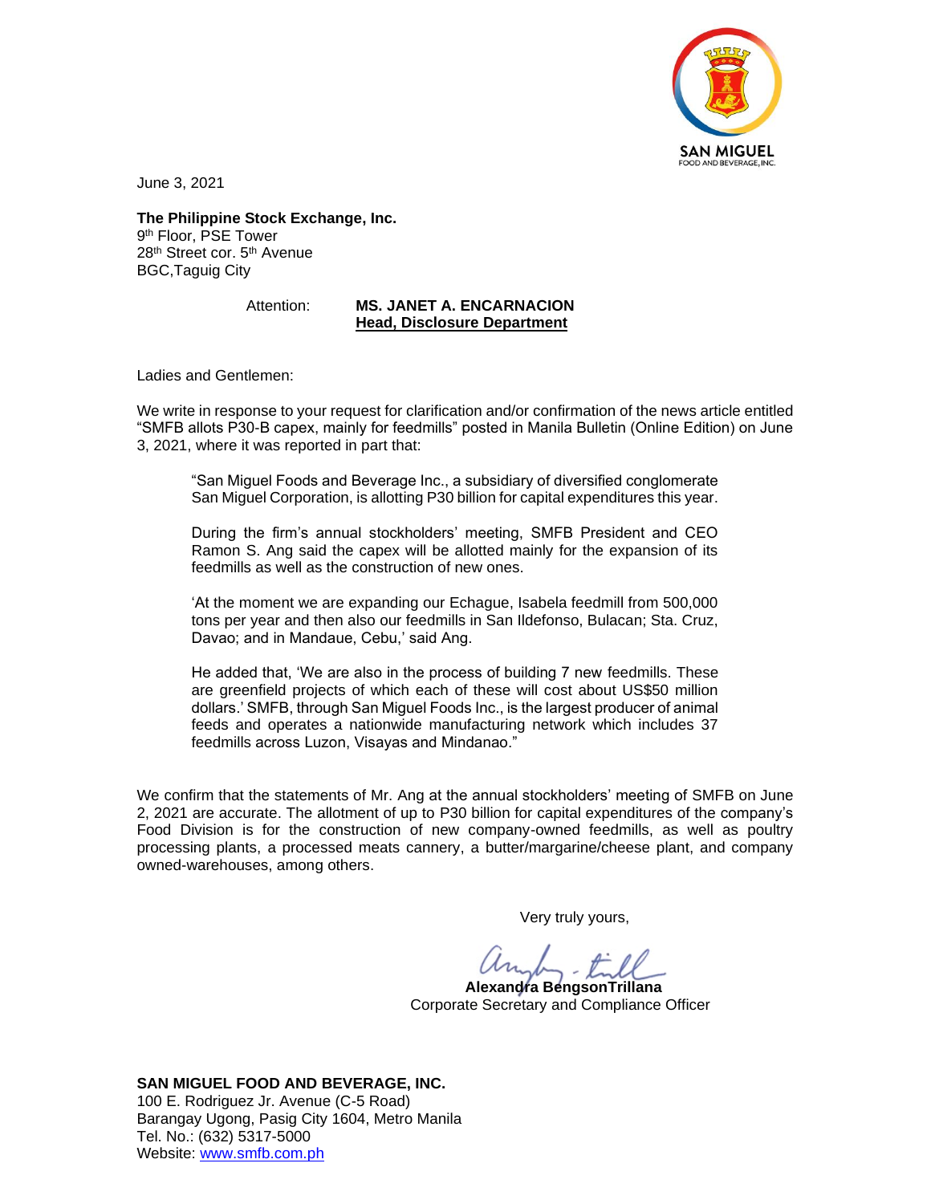SAN MIGUEL
FOOD AND BEVERAGE, INC.

June 3, 2021

**The Philippine Stock Exchange, Inc.**
9th Floor, PSE Tower
28th Street cor. 5th Avenue
BGC,Taguig City

Attention: **MS. JANET A. ENCARNACION**
**Head, Disclosure Department**

Ladies and Gentlemen:

We write in response to your request for clarification and/or confirmation of the news article entitled "SMFB allots P30-B capex, mainly for feedmills" posted in Manila Bulletin (Online Edition) on June 3, 2021, where it was reported in part that:

> "San Miguel Foods and Beverage Inc., a subsidiary of diversified conglomerate San Miguel Corporation, is allotting P30 billion for capital expenditures this year.
>
> During the firm's annual stockholders' meeting, SMFB President and CEO Ramon S. Ang said the capex will be allotted mainly for the expansion of its feedmills as well as the construction of new ones.
>
> 'At the moment we are expanding our Echague, Isabela feedmill from 500,000 tons per year and then also our feedmills in San Ildefonso, Bulacan; Sta. Cruz, Davao; and in Mandaue, Cebu,' said Ang.
>
> He added that, 'We are also in the process of building 7 new feedmills. These are greenfield projects of which each of these will cost about US$50 million dollars.' SMFB, through San Miguel Foods Inc., is the largest producer of animal feeds and operates a nationwide manufacturing network which includes 37 feedmills across Luzon, Visayas and Mindanao."

We confirm that the statements of Mr. Ang at the annual stockholders' meeting of SMFB on June 2, 2021 are accurate. The allotment of up to P30 billion for capital expenditures of the company's Food Division is for the construction of new company-owned feedmills, as well as poultry processing plants, a processed meats cannery, a butter/margarine/cheese plant, and company owned-warehouses, among others.

Very truly yours,

**Alexandra BengsonTrillana**
Corporate Secretary and Compliance Officer

**SAN MIGUEL FOOD AND BEVERAGE, INC.**
100 E. Rodriguez Jr. Avenue (C-5 Road)
Barangay Ugong, Pasig City 1604, Metro Manila
Tel. No.: (632) 5317-5000
Website: www.smfb.com.ph